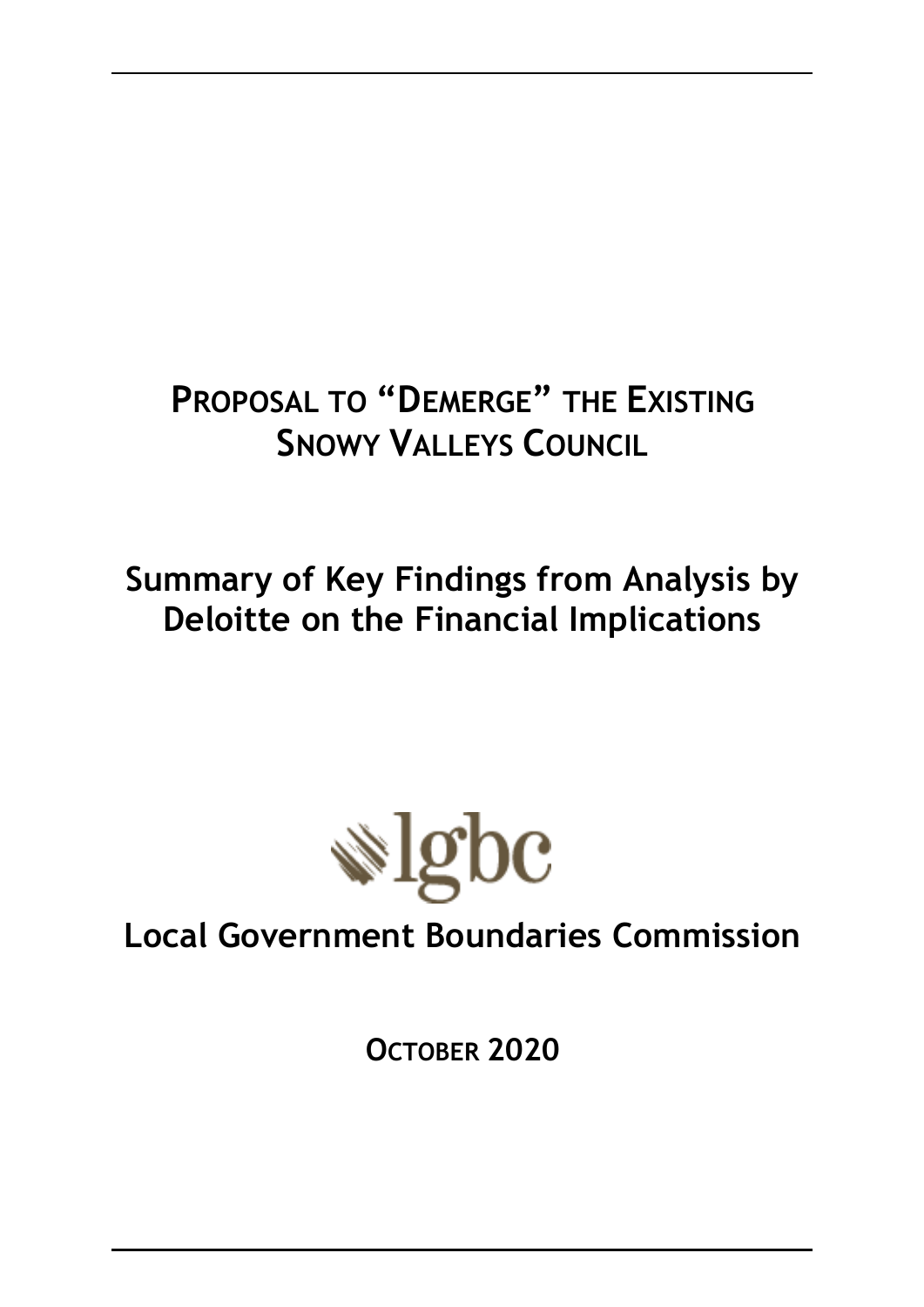# PROPOSAL TO "DEMERGE" THE EXISTING SNOWY VALLEYS COUNCIL

## Summary of Key Findings from Analysis by Deloitte on the Financial Implications

lgbc

## Local Government Boundaries Commission

OCTOBER 2020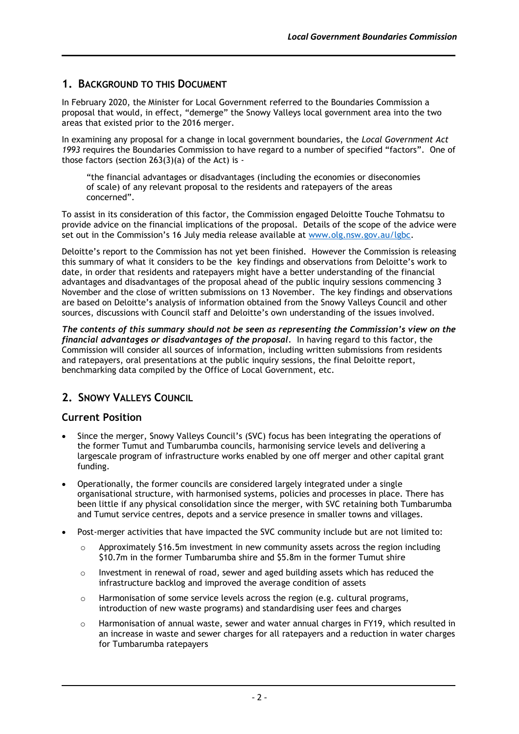## 1. Background to this Document

In February 2020, the Minister for Local Government referred to the Boundaries Commission a proposal that would, in effect, "demerge" the Snowy Valleys local government area into the two areas that existed prior to the 2016 merger.

In examining any proposal for a change in local government boundaries, the *Local Government Act 1993* requires the Boundaries Commission to have regard to a number of specified "factors". One of those factors (section 263(3)(a) of the Act) is -

> "the financial advantages or disadvantages (including the economies or diseconomies of scale) of any relevant proposal to the residents and ratepayers of the areas concerned".

To assist in its consideration of this factor, the Commission engaged Deloitte Touche Tohmatsu to provide advice on the financial implications of the proposal. Details of the scope of the advice were set out in the Commission's 16 July media release available at www.olg.nsw.gov.au/lgbc.

Deloitte's report to the Commission has not yet been finished. However the Commission is releasing this summary of what it considers to be the key findings and observations from Deloitte's work to date, in order that residents and ratepayers might have a better understanding of the financial advantages and disadvantages of the proposal ahead of the public inquiry sessions commencing 3 November and the close of written submissions on 13 November. The key findings and observations are based on Deloitte's analysis of information obtained from the Snowy Valleys Council and other sources, discussions with Council staff and Deloitte's own understanding of the issues involved.

***The contents of this summary should not be seen as representing the Commission's view on the financial advantages or disadvantages of the proposal.*** In having regard to this factor, the Commission will consider all sources of information, including written submissions from residents and ratepayers, oral presentations at the public inquiry sessions, the final Deloitte report, benchmarking data compiled by the Office of Local Government, etc.

## 2. Snowy Valleys Council

### Current Position

- Since the merger, Snowy Valleys Council's (SVC) focus has been integrating the operations of the former Tumut and Tumbarumba councils, harmonising service levels and delivering a largescale program of infrastructure works enabled by one off merger and other capital grant funding.
- Operationally, the former councils are considered largely integrated under a single organisational structure, with harmonised systems, policies and processes in place. There has been little if any physical consolidation since the merger, with SVC retaining both Tumbarumba and Tumut service centres, depots and a service presence in smaller towns and villages.
- Post-merger activities that have impacted the SVC community include but are not limited to:
  - Approximately $16.5m investment in new community assets across the region including $10.7m in the former Tumbarumba shire and $5.8m in the former Tumut shire
  - Investment in renewal of road, sewer and aged building assets which has reduced the infrastructure backlog and improved the average condition of assets
  - Harmonisation of some service levels across the region (e.g. cultural programs, introduction of new waste programs) and standardising user fees and charges
  - Harmonisation of annual waste, sewer and water annual charges in FY19, which resulted in an increase in waste and sewer charges for all ratepayers and a reduction in water charges for Tumbarumba ratepayers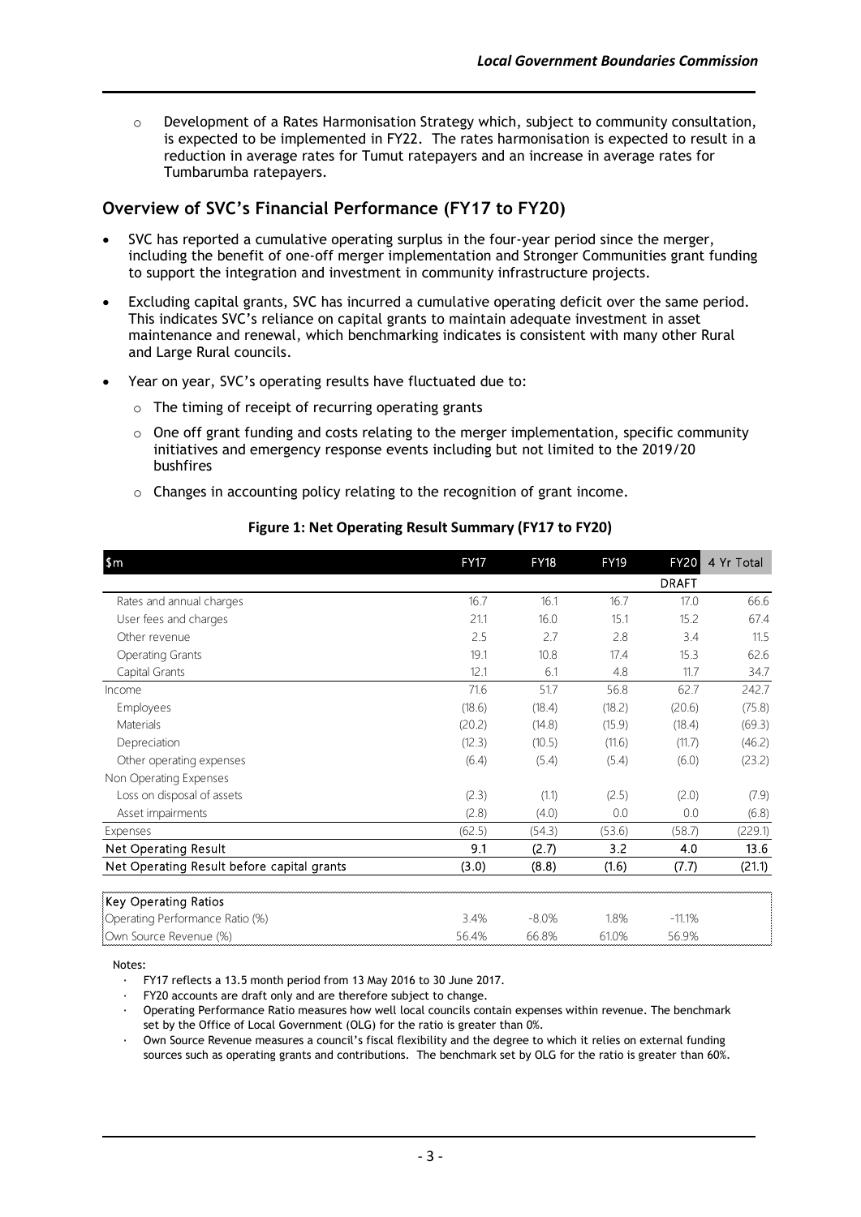- Development of a Rates Harmonisation Strategy which, subject to community consultation, is expected to be implemented in FY22. The rates harmonisation is expected to result in a reduction in average rates for Tumut ratepayers and an increase in average rates for Tumbarumba ratepayers.

## Overview of SVC's Financial Performance (FY17 to FY20)

- SVC has reported a cumulative operating surplus in the four-year period since the merger, including the benefit of one-off merger implementation and Stronger Communities grant funding to support the integration and investment in community infrastructure projects.
- Excluding capital grants, SVC has incurred a cumulative operating deficit over the same period. This indicates SVC's reliance on capital grants to maintain adequate investment in asset maintenance and renewal, which benchmarking indicates is consistent with many other Rural and Large Rural councils.
- Year on year, SVC's operating results have fluctuated due to:
  - The timing of receipt of recurring operating grants
  - One off grant funding and costs relating to the merger implementation, specific community initiatives and emergency response events including but not limited to the 2019/20 bushfires
  - Changes in accounting policy relating to the recognition of grant income.

**Figure 1: Net Operating Result Summary (FY17 to FY20)**

| $m | FY17 | FY18 | FY19 | FY20 | 4 Yr Total |
|---|---|---|---|---|---|
| | | | | DRAFT | |
| Rates and annual charges | 16.7 | 16.1 | 16.7 | 17.0 | 66.6 |
| User fees and charges | 21.1 | 16.0 | 15.1 | 15.2 | 67.4 |
| Other revenue | 2.5 | 2.7 | 2.8 | 3.4 | 11.5 |
| Operating Grants | 19.1 | 10.8 | 17.4 | 15.3 | 62.6 |
| Capital Grants | 12.1 | 6.1 | 4.8 | 11.7 | 34.7 |
| Income | 71.6 | 51.7 | 56.8 | 62.7 | 242.7 |
| Employees | (18.6) | (18.4) | (18.2) | (20.6) | (75.8) |
| Materials | (20.2) | (14.8) | (15.9) | (18.4) | (69.3) |
| Depreciation | (12.3) | (10.5) | (11.6) | (11.7) | (46.2) |
| Other operating expenses | (6.4) | (5.4) | (5.4) | (6.0) | (23.2) |
| Non Operating Expenses | | | | | |
| Loss on disposal of assets | (2.3) | (1.1) | (2.5) | (2.0) | (7.9) |
| Asset impairments | (2.8) | (4.0) | 0.0 | 0.0 | (6.8) |
| Expenses | (62.5) | (54.3) | (53.6) | (58.7) | (229.1) |
| **Net Operating Result** | **9.1** | **(2.7)** | **3.2** | **4.0** | **13.6** |
| **Net Operating Result before capital grants** | **(3.0)** | **(8.8)** | **(1.6)** | **(7.7)** | **(21.1)** |

| Key Operating Ratios | FY17 | FY18 | FY19 | FY20 |
|---|---|---|---|---|
| Operating Performance Ratio (%) | 3.4% | -8.0% | 1.8% | -11.1% |
| Own Source Revenue (%) | 56.4% | 66.8% | 61.0% | 56.9% |

Notes:

- FY17 reflects a 13.5 month period from 13 May 2016 to 30 June 2017.
- FY20 accounts are draft only and are therefore subject to change.
- Operating Performance Ratio measures how well local councils contain expenses within revenue. The benchmark set by the Office of Local Government (OLG) for the ratio is greater than 0%.
- Own Source Revenue measures a council's fiscal flexibility and the degree to which it relies on external funding sources such as operating grants and contributions. The benchmark set by OLG for the ratio is greater than 60%.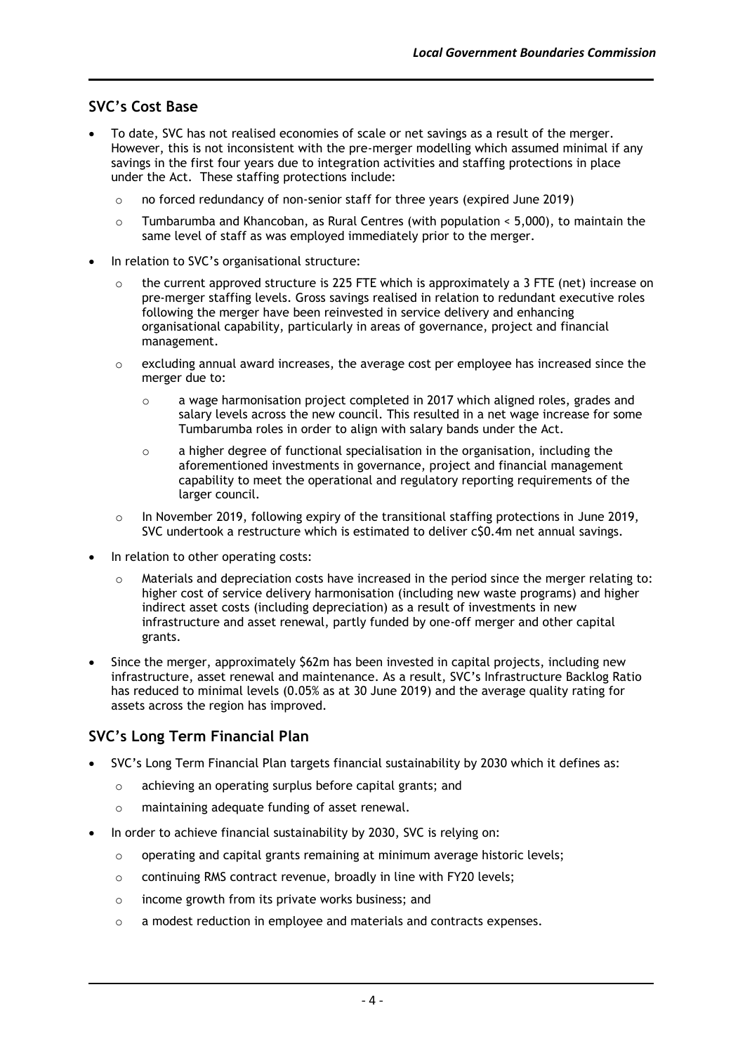## SVC's Cost Base

- To date, SVC has not realised economies of scale or net savings as a result of the merger. However, this is not inconsistent with the pre-merger modelling which assumed minimal if any savings in the first four years due to integration activities and staffing protections in place under the Act. These staffing protections include:
  - no forced redundancy of non-senior staff for three years (expired June 2019)
  - Tumbarumba and Khancoban, as Rural Centres (with population < 5,000), to maintain the same level of staff as was employed immediately prior to the merger.
- In relation to SVC's organisational structure:
  - the current approved structure is 225 FTE which is approximately a 3 FTE (net) increase on pre-merger staffing levels. Gross savings realised in relation to redundant executive roles following the merger have been reinvested in service delivery and enhancing organisational capability, particularly in areas of governance, project and financial management.
  - excluding annual award increases, the average cost per employee has increased since the merger due to:
    - a wage harmonisation project completed in 2017 which aligned roles, grades and salary levels across the new council. This resulted in a net wage increase for some Tumbarumba roles in order to align with salary bands under the Act.
    - a higher degree of functional specialisation in the organisation, including the aforementioned investments in governance, project and financial management capability to meet the operational and regulatory reporting requirements of the larger council.
  - In November 2019, following expiry of the transitional staffing protections in June 2019, SVC undertook a restructure which is estimated to deliver c$0.4m net annual savings.
- In relation to other operating costs:
  - Materials and depreciation costs have increased in the period since the merger relating to: higher cost of service delivery harmonisation (including new waste programs) and higher indirect asset costs (including depreciation) as a result of investments in new infrastructure and asset renewal, partly funded by one-off merger and other capital grants.
- Since the merger, approximately $62m has been invested in capital projects, including new infrastructure, asset renewal and maintenance. As a result, SVC's Infrastructure Backlog Ratio has reduced to minimal levels (0.05% as at 30 June 2019) and the average quality rating for assets across the region has improved.

## SVC's Long Term Financial Plan

- SVC's Long Term Financial Plan targets financial sustainability by 2030 which it defines as:
  - achieving an operating surplus before capital grants; and
  - maintaining adequate funding of asset renewal.
- In order to achieve financial sustainability by 2030, SVC is relying on:
  - operating and capital grants remaining at minimum average historic levels;
  - continuing RMS contract revenue, broadly in line with FY20 levels;
  - income growth from its private works business; and
  - a modest reduction in employee and materials and contracts expenses.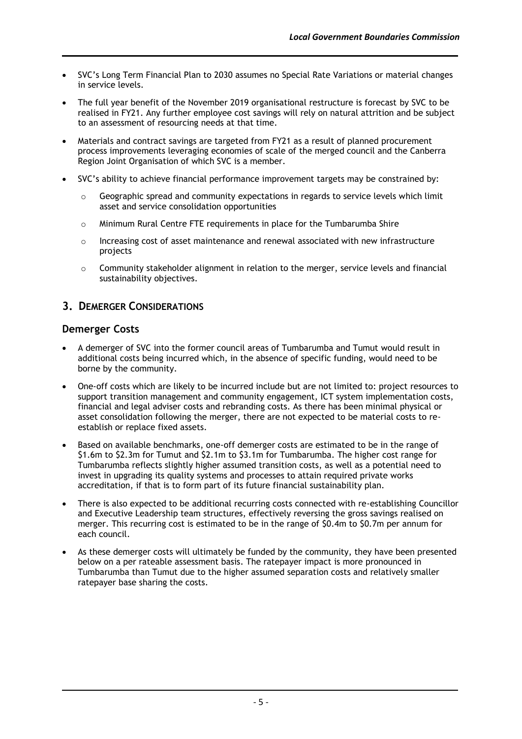- SVC's Long Term Financial Plan to 2030 assumes no Special Rate Variations or material changes in service levels.
- The full year benefit of the November 2019 organisational restructure is forecast by SVC to be realised in FY21. Any further employee cost savings will rely on natural attrition and be subject to an assessment of resourcing needs at that time.
- Materials and contract savings are targeted from FY21 as a result of planned procurement process improvements leveraging economies of scale of the merged council and the Canberra Region Joint Organisation of which SVC is a member.
- SVC's ability to achieve financial performance improvement targets may be constrained by:
  - Geographic spread and community expectations in regards to service levels which limit asset and service consolidation opportunities
  - Minimum Rural Centre FTE requirements in place for the Tumbarumba Shire
  - Increasing cost of asset maintenance and renewal associated with new infrastructure projects
  - Community stakeholder alignment in relation to the merger, service levels and financial sustainability objectives.

# 3. Demerger Considerations

## Demerger Costs

- A demerger of SVC into the former council areas of Tumbarumba and Tumut would result in additional costs being incurred which, in the absence of specific funding, would need to be borne by the community.
- One-off costs which are likely to be incurred include but are not limited to: project resources to support transition management and community engagement, ICT system implementation costs, financial and legal adviser costs and rebranding costs. As there has been minimal physical or asset consolidation following the merger, there are not expected to be material costs to re-establish or replace fixed assets.
- Based on available benchmarks, one-off demerger costs are estimated to be in the range of $1.6m to $2.3m for Tumut and $2.1m to $3.1m for Tumbarumba. The higher cost range for Tumbarumba reflects slightly higher assumed transition costs, as well as a potential need to invest in upgrading its quality systems and processes to attain required private works accreditation, if that is to form part of its future financial sustainability plan.
- There is also expected to be additional recurring costs connected with re-establishing Councillor and Executive Leadership team structures, effectively reversing the gross savings realised on merger. This recurring cost is estimated to be in the range of $0.4m to $0.7m per annum for each council.
- As these demerger costs will ultimately be funded by the community, they have been presented below on a per rateable assessment basis. The ratepayer impact is more pronounced in Tumbarumba than Tumut due to the higher assumed separation costs and relatively smaller ratepayer base sharing the costs.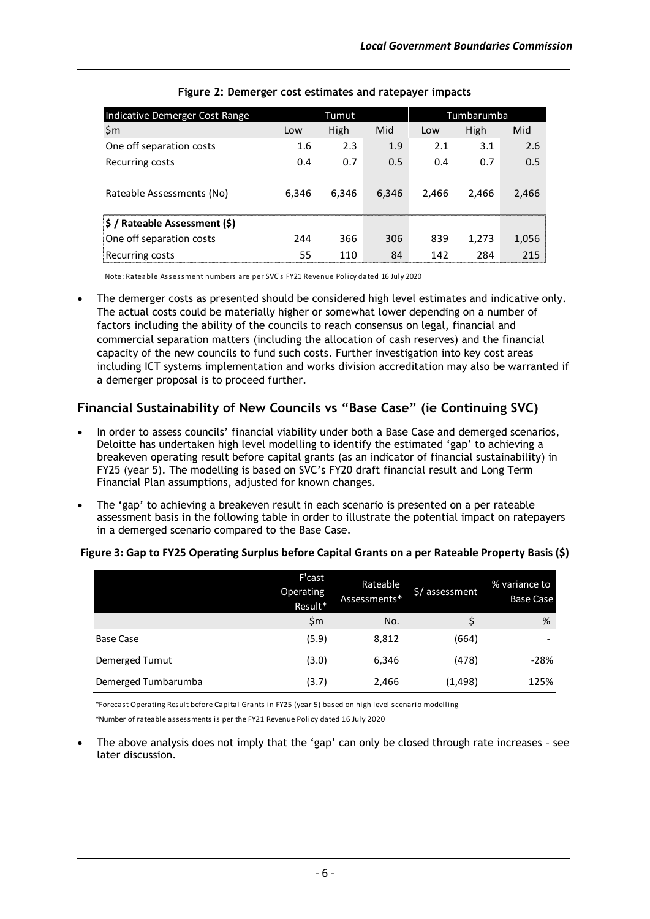**Figure 2: Demerger cost estimates and ratepayer impacts**

| Indicative Demerger Cost Range | Tumut | | | Tumbarumba | | |
|---|---|---|---|---|---|---|
| $m | Low | High | Mid | Low | High | Mid |
| One off separation costs | 1.6 | 2.3 | 1.9 | 2.1 | 3.1 | 2.6 |
| Recurring costs | 0.4 | 0.7 | 0.5 | 0.4 | 0.7 | 0.5 |
| Rateable Assessments (No) | 6,346 | 6,346 | 6,346 | 2,466 | 2,466 | 2,466 |
| **$ / Rateable Assessment ($)** | | | | | | |
| One off separation costs | 244 | 366 | 306 | 839 | 1,273 | 1,056 |
| Recurring costs | 55 | 110 | 84 | 142 | 284 | 215 |

Note: Rateable Assessment numbers are per SVC's FY21 Revenue Policy dated 16 July 2020

- The demerger costs as presented should be considered high level estimates and indicative only. The actual costs could be materially higher or somewhat lower depending on a number of factors including the ability of the councils to reach consensus on legal, financial and commercial separation matters (including the allocation of cash reserves) and the financial capacity of the new councils to fund such costs. Further investigation into key cost areas including ICT systems implementation and works division accreditation may also be warranted if a demerger proposal is to proceed further.

## Financial Sustainability of New Councils vs "Base Case" (ie Continuing SVC)

- In order to assess councils' financial viability under both a Base Case and demerged scenarios, Deloitte has undertaken high level modelling to identify the estimated 'gap' to achieving a breakeven operating result before capital grants (as an indicator of financial sustainability) in FY25 (year 5). The modelling is based on SVC's FY20 draft financial result and Long Term Financial Plan assumptions, adjusted for known changes.
- The 'gap' to achieving a breakeven result in each scenario is presented on a per rateable assessment basis in the following table in order to illustrate the potential impact on ratepayers in a demerged scenario compared to the Base Case.

**Figure 3: Gap to FY25 Operating Surplus before Capital Grants on a per Rateable Property Basis ($)**

| | F'cast Operating Result* | Rateable Assessments* | $/ assessment | % variance to Base Case |
|---|---|---|---|---|
| | $m | No. | $ | % |
| Base Case | (5.9) | 8,812 | (664) | - |
| Demerged Tumut | (3.0) | 6,346 | (478) | -28% |
| Demerged Tumbarumba | (3.7) | 2,466 | (1,498) | 125% |

*Forecast Operating Result before Capital Grants in FY25 (year 5) based on high level scenario modelling

*Number of rateable assessments is per the FY21 Revenue Policy dated 16 July 2020

- The above analysis does not imply that the 'gap' can only be closed through rate increases – see later discussion.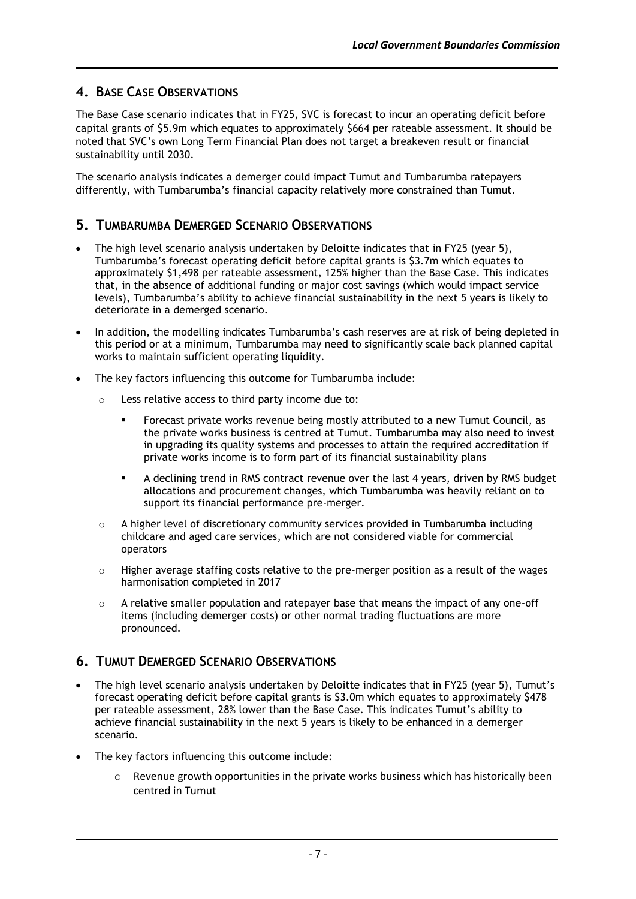## 4. Base Case Observations

The Base Case scenario indicates that in FY25, SVC is forecast to incur an operating deficit before capital grants of \$5.9m which equates to approximately \$664 per rateable assessment. It should be noted that SVC's own Long Term Financial Plan does not target a breakeven result or financial sustainability until 2030.

The scenario analysis indicates a demerger could impact Tumut and Tumbarumba ratepayers differently, with Tumbarumba's financial capacity relatively more constrained than Tumut.

## 5. Tumbarumba Demerged Scenario Observations

- The high level scenario analysis undertaken by Deloitte indicates that in FY25 (year 5), Tumbarumba's forecast operating deficit before capital grants is \$3.7m which equates to approximately \$1,498 per rateable assessment, 125% higher than the Base Case. This indicates that, in the absence of additional funding or major cost savings (which would impact service levels), Tumbarumba's ability to achieve financial sustainability in the next 5 years is likely to deteriorate in a demerged scenario.
- In addition, the modelling indicates Tumbarumba's cash reserves are at risk of being depleted in this period or at a minimum, Tumbarumba may need to significantly scale back planned capital works to maintain sufficient operating liquidity.
- The key factors influencing this outcome for Tumbarumba include:
  - Less relative access to third party income due to:
    - Forecast private works revenue being mostly attributed to a new Tumut Council, as the private works business is centred at Tumut. Tumbarumba may also need to invest in upgrading its quality systems and processes to attain the required accreditation if private works income is to form part of its financial sustainability plans
    - A declining trend in RMS contract revenue over the last 4 years, driven by RMS budget allocations and procurement changes, which Tumbarumba was heavily reliant on to support its financial performance pre-merger.
  - A higher level of discretionary community services provided in Tumbarumba including childcare and aged care services, which are not considered viable for commercial operators
  - Higher average staffing costs relative to the pre-merger position as a result of the wages harmonisation completed in 2017
  - A relative smaller population and ratepayer base that means the impact of any one-off items (including demerger costs) or other normal trading fluctuations are more pronounced.

## 6. Tumut Demerged Scenario Observations

- The high level scenario analysis undertaken by Deloitte indicates that in FY25 (year 5), Tumut's forecast operating deficit before capital grants is \$3.0m which equates to approximately \$478 per rateable assessment, 28% lower than the Base Case. This indicates Tumut's ability to achieve financial sustainability in the next 5 years is likely to be enhanced in a demerger scenario.
- The key factors influencing this outcome include:
  - Revenue growth opportunities in the private works business which has historically been centred in Tumut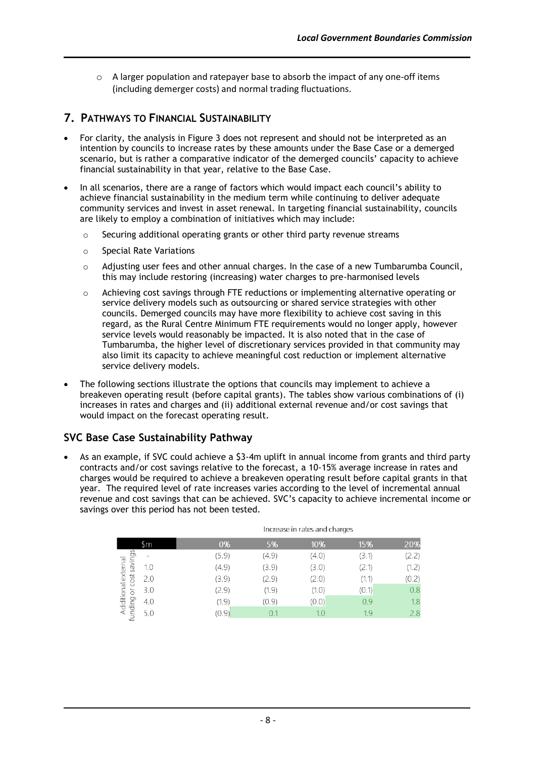- A larger population and ratepayer base to absorb the impact of any one-off items (including demerger costs) and normal trading fluctuations.

## 7. Pathways to Financial Sustainability

- For clarity, the analysis in Figure 3 does not represent and should not be interpreted as an intention by councils to increase rates by these amounts under the Base Case or a demerged scenario, but is rather a comparative indicator of the demerged councils' capacity to achieve financial sustainability in that year, relative to the Base Case.
- In all scenarios, there are a range of factors which would impact each council's ability to achieve financial sustainability in the medium term while continuing to deliver adequate community services and invest in asset renewal. In targeting financial sustainability, councils are likely to employ a combination of initiatives which may include:
  - Securing additional operating grants or other third party revenue streams
  - Special Rate Variations
  - Adjusting user fees and other annual charges. In the case of a new Tumbarumba Council, this may include restoring (increasing) water charges to pre-harmonised levels
  - Achieving cost savings through FTE reductions or implementing alternative operating or service delivery models such as outsourcing or shared service strategies with other councils. Demerged councils may have more flexibility to achieve cost saving in this regard, as the Rural Centre Minimum FTE requirements would no longer apply, however service levels would reasonably be impacted. It is also noted that in the case of Tumbarumba, the higher level of discretionary services provided in that community may also limit its capacity to achieve meaningful cost reduction or implement alternative service delivery models.
- The following sections illustrate the options that councils may implement to achieve a breakeven operating result (before capital grants). The tables show various combinations of (i) increases in rates and charges and (ii) additional external revenue and/or cost savings that would impact on the forecast operating result.

### SVC Base Case Sustainability Pathway

- As an example, if SVC could achieve a $3-4m uplift in annual income from grants and third party contracts and/or cost savings relative to the forecast, a 10-15% average increase in rates and charges would be required to achieve a breakeven operating result before capital grants in that year. The required level of rate increases varies according to the level of incremental annual revenue and cost savings that can be achieved. SVC's capacity to achieve incremental income or savings over this period has not been tested.

| Additional external funding or cost savings ($m) | Increase in rates and charges: 0% | 5% | 10% | 15% | 20% |
|---|---|---|---|---|---|
| - | (5.9) | (4.9) | (4.0) | (3.1) | (2.2) |
| 1.0 | (4.9) | (3.9) | (3.0) | (2.1) | (1.2) |
| 2.0 | (3.9) | (2.9) | (2.0) | (1.1) | (0.2) |
| 3.0 | (2.9) | (1.9) | (1.0) | (0.1) | 0.8 |
| 4.0 | (1.9) | (0.9) | (0.0) | 0.9 | 1.8 |
| 5.0 | (0.9) | 0.1 | 1.0 | 1.9 | 2.8 |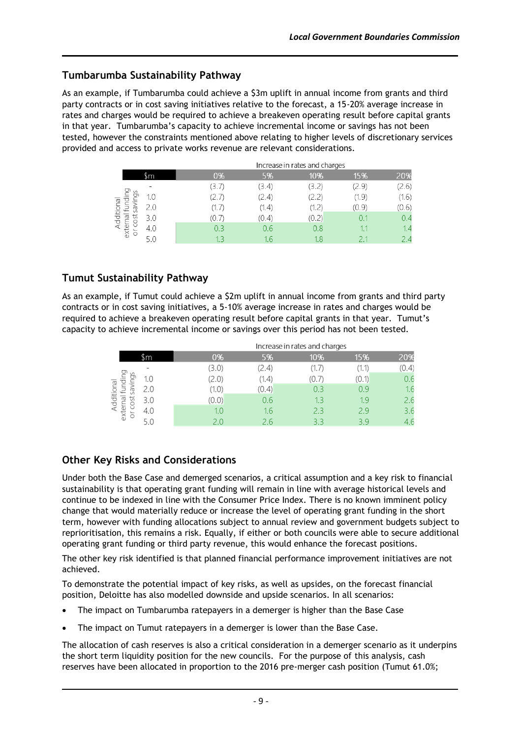## Tumbarumba Sustainability Pathway

As an example, if Tumbarumba could achieve a $3m uplift in annual income from grants and third party contracts or in cost saving initiatives relative to the forecast, a 15-20% average increase in rates and charges would be required to achieve a breakeven operating result before capital grants in that year. Tumbarumba's capacity to achieve incremental income or savings has not been tested, however the constraints mentioned above relating to higher levels of discretionary services provided and access to private works revenue are relevant considerations.

| | | Increase in rates and charges | | | | |
|---|---|---|---|---|---|---|
| | $m | 0% | 5% | 10% | 15% | 20% |
| Additional external funding or cost savings | - | (3.7) | (3.4) | (3.2) | (2.9) | (2.6) |
| | 1.0 | (2.7) | (2.4) | (2.2) | (1.9) | (1.6) |
| | 2.0 | (1.7) | (1.4) | (1.2) | (0.9) | (0.6) |
| | 3.0 | (0.7) | (0.4) | (0.2) | 0.1 | 0.4 |
| | 4.0 | 0.3 | 0.6 | 0.8 | 1.1 | 1.4 |
| | 5.0 | 1.3 | 1.6 | 1.8 | 2.1 | 2.4 |

## Tumut Sustainability Pathway

As an example, if Tumut could achieve a $2m uplift in annual income from grants and third party contracts or in cost saving initiatives, a 5-10% average increase in rates and charges would be required to achieve a breakeven operating result before capital grants in that year. Tumut's capacity to achieve incremental income or savings over this period has not been tested.

| | | Increase in rates and charges | | | | |
|---|---|---|---|---|---|---|
| | $m | 0% | 5% | 10% | 15% | 20% |
| Additional external funding or cost savings | - | (3.0) | (2.4) | (1.7) | (1.1) | (0.4) |
| | 1.0 | (2.0) | (1.4) | (0.7) | (0.1) | 0.6 |
| | 2.0 | (1.0) | (0.4) | 0.3 | 0.9 | 1.6 |
| | 3.0 | (0.0) | 0.6 | 1.3 | 1.9 | 2.6 |
| | 4.0 | 1.0 | 1.6 | 2.3 | 2.9 | 3.6 |
| | 5.0 | 2.0 | 2.6 | 3.3 | 3.9 | 4.6 |

## Other Key Risks and Considerations

Under both the Base Case and demerged scenarios, a critical assumption and a key risk to financial sustainability is that operating grant funding will remain in line with average historical levels and continue to be indexed in line with the Consumer Price Index. There is no known imminent policy change that would materially reduce or increase the level of operating grant funding in the short term, however with funding allocations subject to annual review and government budgets subject to reprioritisation, this remains a risk. Equally, if either or both councils were able to secure additional operating grant funding or third party revenue, this would enhance the forecast positions.

The other key risk identified is that planned financial performance improvement initiatives are not achieved.

To demonstrate the potential impact of key risks, as well as upsides, on the forecast financial position, Deloitte has also modelled downside and upside scenarios. In all scenarios:

- The impact on Tumbarumba ratepayers in a demerger is higher than the Base Case
- The impact on Tumut ratepayers in a demerger is lower than the Base Case.

The allocation of cash reserves is also a critical consideration in a demerger scenario as it underpins the short term liquidity position for the new councils. For the purpose of this analysis, cash reserves have been allocated in proportion to the 2016 pre-merger cash position (Tumut 61.0%;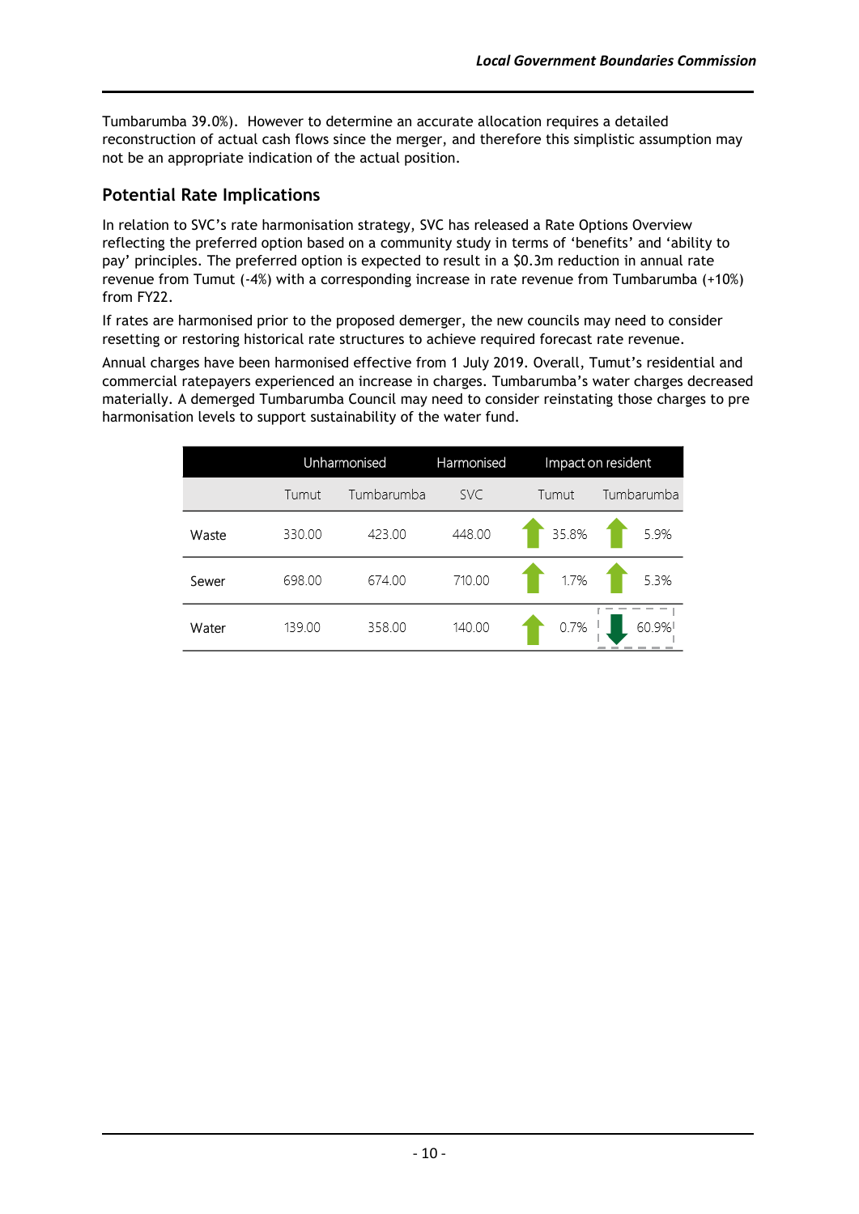Tumbarumba 39.0%). However to determine an accurate allocation requires a detailed reconstruction of actual cash flows since the merger, and therefore this simplistic assumption may not be an appropriate indication of the actual position.

## Potential Rate Implications

In relation to SVC's rate harmonisation strategy, SVC has released a Rate Options Overview reflecting the preferred option based on a community study in terms of 'benefits' and 'ability to pay' principles. The preferred option is expected to result in a $0.3m reduction in annual rate revenue from Tumut (-4%) with a corresponding increase in rate revenue from Tumbarumba (+10%) from FY22.

If rates are harmonised prior to the proposed demerger, the new councils may need to consider resetting or restoring historical rate structures to achieve required forecast rate revenue.

Annual charges have been harmonised effective from 1 July 2019. Overall, Tumut's residential and commercial ratepayers experienced an increase in charges. Tumbarumba's water charges decreased materially. A demerged Tumbarumba Council may need to consider reinstating those charges to pre harmonisation levels to support sustainability of the water fund.

| | Unharmonised | | Harmonised | Impact on resident | |
|---|---|---|---|---|---|
| | Tumut | Tumbarumba | SVC | Tumut | Tumbarumba |
| Waste | 330.00 | 423.00 | 448.00 | ↑ 35.8% | ↑ 5.9% |
| Sewer | 698.00 | 674.00 | 710.00 | ↑ 1.7% | ↑ 5.3% |
| Water | 139.00 | 358.00 | 140.00 | ↑ 0.7% | ↓ 60.9% |